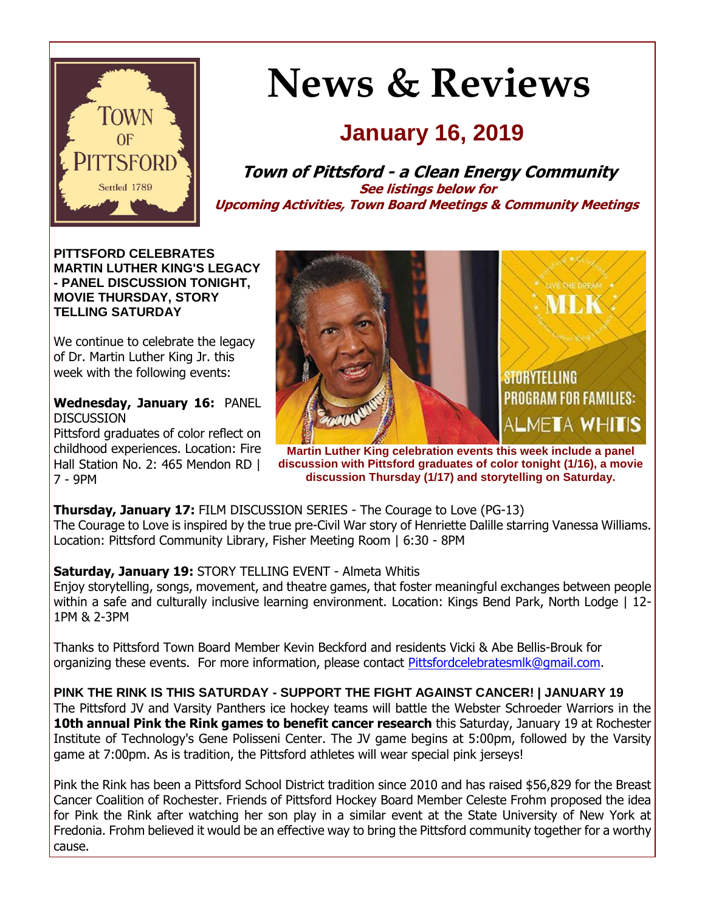# News & Reviews

## January 16, 2019

**Town of Pittsford - a Clean Energy Community**

**See listings below for**
**Upcoming Activities, Town Board Meetings & Community Meetings**

### PITTSFORD CELEBRATES MARTIN LUTHER KING'S LEGACY - PANEL DISCUSSION TONIGHT, MOVIE THURSDAY, STORY TELLING SATURDAY

We continue to celebrate the legacy of Dr. Martin Luther King Jr. this week with the following events:

**Wednesday, January 16:** PANEL DISCUSSION
Pittsford graduates of color reflect on childhood experiences. Location: Fire Hall Station No. 2: 465 Mendon RD | 7 - 9PM

**Martin Luther King celebration events this week include a panel discussion with Pittsford graduates of color tonight (1/16), a movie discussion Thursday (1/17) and storytelling on Saturday.**

**Thursday, January 17:** FILM DISCUSSION SERIES - The Courage to Love (PG-13)
The Courage to Love is inspired by the true pre-Civil War story of Henriette Dalille starring Vanessa Williams. Location: Pittsford Community Library, Fisher Meeting Room | 6:30 - 8PM

**Saturday, January 19:** STORY TELLING EVENT - Almeta Whitis
Enjoy storytelling, songs, movement, and theatre games, that foster meaningful exchanges between people within a safe and culturally inclusive learning environment. Location: Kings Bend Park, North Lodge | 12-1PM & 2-3PM

Thanks to Pittsford Town Board Member Kevin Beckford and residents Vicki & Abe Bellis-Brouk for organizing these events. For more information, please contact Pittsfordcelebratesmlk@gmail.com.

### PINK THE RINK IS THIS SATURDAY - SUPPORT THE FIGHT AGAINST CANCER! | JANUARY 19

The Pittsford JV and Varsity Panthers ice hockey teams will battle the Webster Schroeder Warriors in the **10th annual Pink the Rink games to benefit cancer research** this Saturday, January 19 at Rochester Institute of Technology's Gene Polisseni Center. The JV game begins at 5:00pm, followed by the Varsity game at 7:00pm. As is tradition, the Pittsford athletes will wear special pink jerseys!

Pink the Rink has been a Pittsford School District tradition since 2010 and has raised $56,829 for the Breast Cancer Coalition of Rochester. Friends of Pittsford Hockey Board Member Celeste Frohm proposed the idea for Pink the Rink after watching her son play in a similar event at the State University of New York at Fredonia. Frohm believed it would be an effective way to bring the Pittsford community together for a worthy cause.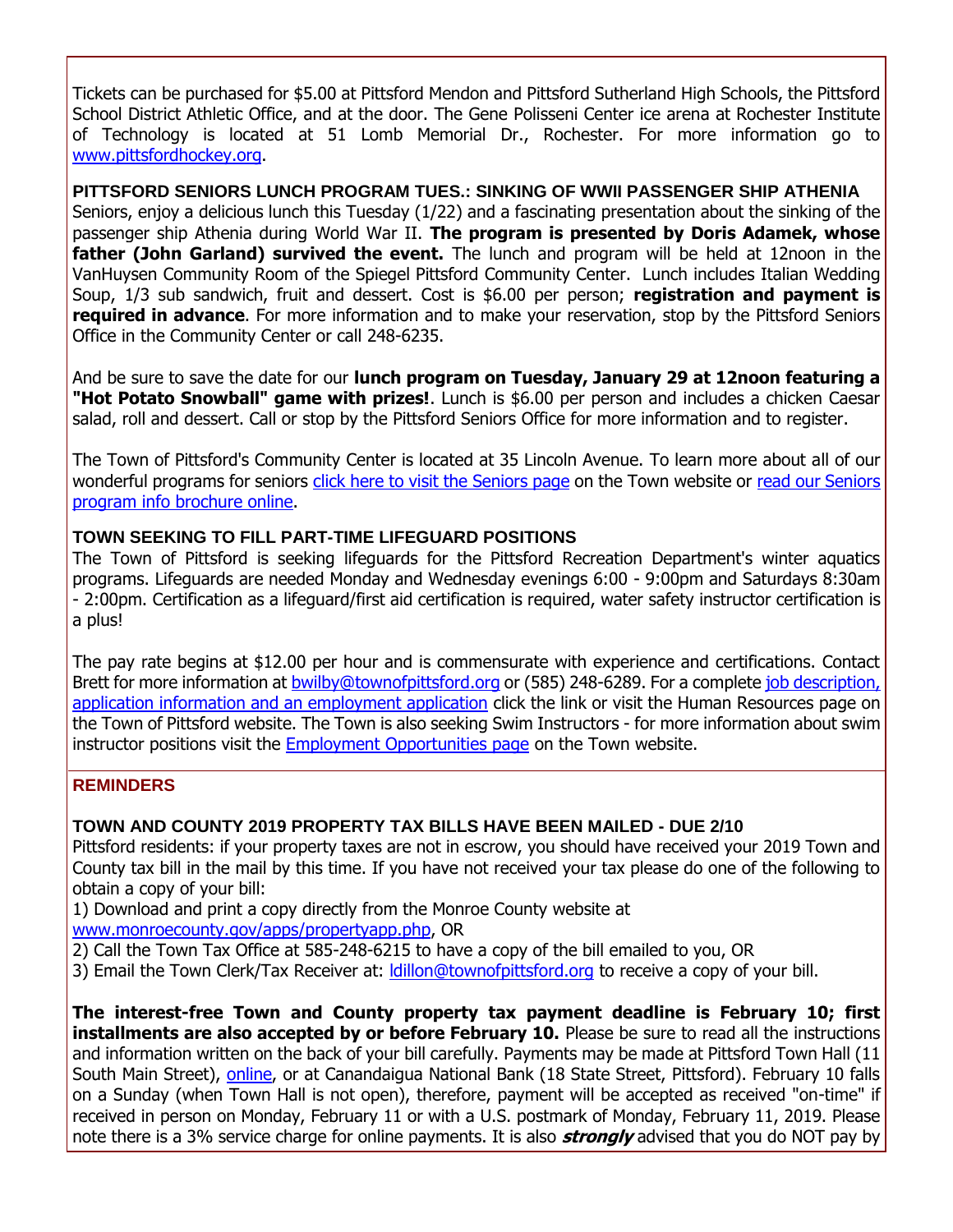Tickets can be purchased for $5.00 at Pittsford Mendon and Pittsford Sutherland High Schools, the Pittsford School District Athletic Office, and at the door. The Gene Polisseni Center ice arena at Rochester Institute of Technology is located at 51 Lomb Memorial Dr., Rochester. For more information go to [www.pittsfordhockey.org](www.pittsfordhockey.org).

**PITTSFORD SENIORS LUNCH PROGRAM TUES.: SINKING OF WWII PASSENGER SHIP ATHENIA**

Seniors, enjoy a delicious lunch this Tuesday (1/22) and a fascinating presentation about the sinking of the passenger ship Athenia during World War II. **The program is presented by Doris Adamek, whose father (John Garland) survived the event.** The lunch and program will be held at 12noon in the VanHuysen Community Room of the Spiegel Pittsford Community Center. Lunch includes Italian Wedding Soup, 1/3 sub sandwich, fruit and dessert. Cost is $6.00 per person; **registration and payment is required in advance**. For more information and to make your reservation, stop by the Pittsford Seniors Office in the Community Center or call 248-6235.

And be sure to save the date for our **lunch program on Tuesday, January 29 at 12noon featuring a "Hot Potato Snowball" game with prizes!**. Lunch is $6.00 per person and includes a chicken Caesar salad, roll and dessert. Call or stop by the Pittsford Seniors Office for more information and to register.

The Town of Pittsford's Community Center is located at 35 Lincoln Avenue. To learn more about all of our wonderful programs for seniors click here to visit the Seniors page on the Town website or read our Seniors program info brochure online.

**TOWN SEEKING TO FILL PART-TIME LIFEGUARD POSITIONS**

The Town of Pittsford is seeking lifeguards for the Pittsford Recreation Department's winter aquatics programs. Lifeguards are needed Monday and Wednesday evenings 6:00 - 9:00pm and Saturdays 8:30am - 2:00pm. Certification as a lifeguard/first aid certification is required, water safety instructor certification is a plus!

The pay rate begins at $12.00 per hour and is commensurate with experience and certifications. Contact Brett for more information at bwilby@townofpittsford.org or (585) 248-6289. For a complete job description, application information and an employment application click the link or visit the Human Resources page on the Town of Pittsford website. The Town is also seeking Swim Instructors - for more information about swim instructor positions visit the Employment Opportunities page on the Town website.

## REMINDERS

**TOWN AND COUNTY 2019 PROPERTY TAX BILLS HAVE BEEN MAILED - DUE 2/10**

Pittsford residents: if your property taxes are not in escrow, you should have received your 2019 Town and County tax bill in the mail by this time. If you have not received your tax please do one of the following to obtain a copy of your bill:

1) Download and print a copy directly from the Monroe County website at www.monroecounty.gov/apps/propertyapp.php, OR
2) Call the Town Tax Office at 585-248-6215 to have a copy of the bill emailed to you, OR
3) Email the Town Clerk/Tax Receiver at: ldillon@townofpittsford.org to receive a copy of your bill.

**The interest-free Town and County property tax payment deadline is February 10; first installments are also accepted by or before February 10.** Please be sure to read all the instructions and information written on the back of your bill carefully. Payments may be made at Pittsford Town Hall (11 South Main Street), online, or at Canandaigua National Bank (18 State Street, Pittsford). February 10 falls on a Sunday (when Town Hall is not open), therefore, payment will be accepted as received "on-time" if received in person on Monday, February 11 or with a U.S. postmark of Monday, February 11, 2019. Please note there is a 3% service charge for online payments. It is also ***strongly*** advised that you do NOT pay by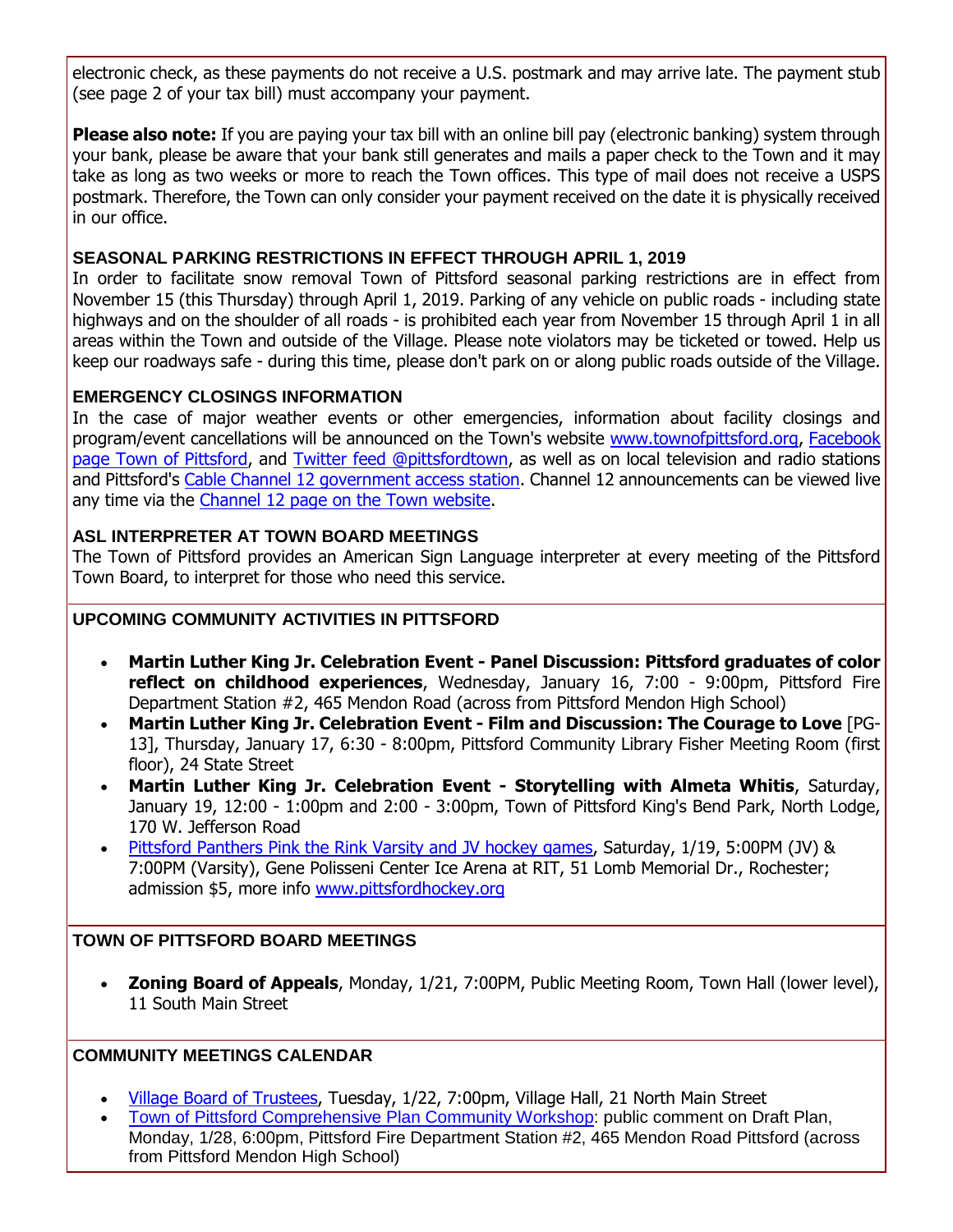electronic check, as these payments do not receive a U.S. postmark and may arrive late. The payment stub (see page 2 of your tax bill) must accompany your payment.

**Please also note:** If you are paying your tax bill with an online bill pay (electronic banking) system through your bank, please be aware that your bank still generates and mails a paper check to the Town and it may take as long as two weeks or more to reach the Town offices. This type of mail does not receive a USPS postmark. Therefore, the Town can only consider your payment received on the date it is physically received in our office.

### SEASONAL PARKING RESTRICTIONS IN EFFECT THROUGH APRIL 1, 2019

In order to facilitate snow removal Town of Pittsford seasonal parking restrictions are in effect from November 15 (this Thursday) through April 1, 2019. Parking of any vehicle on public roads - including state highways and on the shoulder of all roads - is prohibited each year from November 15 through April 1 in all areas within the Town and outside of the Village. Please note violators may be ticketed or towed. Help us keep our roadways safe - during this time, please don't park on or along public roads outside of the Village.

### EMERGENCY CLOSINGS INFORMATION

In the case of major weather events or other emergencies, information about facility closings and program/event cancellations will be announced on the Town's website www.townofpittsford.org, Facebook page Town of Pittsford, and Twitter feed @pittsfordtown, as well as on local television and radio stations and Pittsford's Cable Channel 12 government access station. Channel 12 announcements can be viewed live any time via the Channel 12 page on the Town website.

### ASL INTERPRETER AT TOWN BOARD MEETINGS

The Town of Pittsford provides an American Sign Language interpreter at every meeting of the Pittsford Town Board, to interpret for those who need this service.

### UPCOMING COMMUNITY ACTIVITIES IN PITTSFORD

- **Martin Luther King Jr. Celebration Event - Panel Discussion: Pittsford graduates of color reflect on childhood experiences**, Wednesday, January 16, 7:00 - 9:00pm, Pittsford Fire Department Station #2, 465 Mendon Road (across from Pittsford Mendon High School)
- **Martin Luther King Jr. Celebration Event - Film and Discussion: The Courage to Love** [PG-13], Thursday, January 17, 6:30 - 8:00pm, Pittsford Community Library Fisher Meeting Room (first floor), 24 State Street
- **Martin Luther King Jr. Celebration Event - Storytelling with Almeta Whitis**, Saturday, January 19, 12:00 - 1:00pm and 2:00 - 3:00pm, Town of Pittsford King's Bend Park, North Lodge, 170 W. Jefferson Road
- Pittsford Panthers Pink the Rink Varsity and JV hockey games, Saturday, 1/19, 5:00PM (JV) & 7:00PM (Varsity), Gene Polisseni Center Ice Arena at RIT, 51 Lomb Memorial Dr., Rochester; admission $5, more info www.pittsfordhockey.org

### TOWN OF PITTSFORD BOARD MEETINGS

- **Zoning Board of Appeals**, Monday, 1/21, 7:00PM, Public Meeting Room, Town Hall (lower level), 11 South Main Street

### COMMUNITY MEETINGS CALENDAR

- Village Board of Trustees, Tuesday, 1/22, 7:00pm, Village Hall, 21 North Main Street
- Town of Pittsford Comprehensive Plan Community Workshop: public comment on Draft Plan, Monday, 1/28, 6:00pm, Pittsford Fire Department Station #2, 465 Mendon Road Pittsford (across from Pittsford Mendon High School)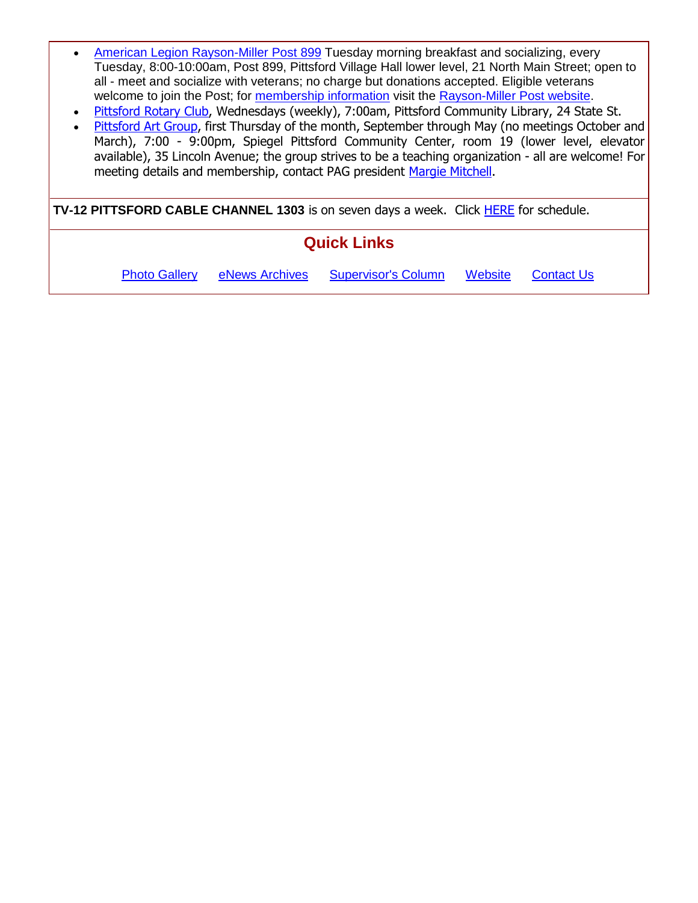- American Legion Rayson-Miller Post 899 Tuesday morning breakfast and socializing, every Tuesday, 8:00-10:00am, Post 899, Pittsford Village Hall lower level, 21 North Main Street; open to all - meet and socialize with veterans; no charge but donations accepted. Eligible veterans welcome to join the Post; for membership information visit the Rayson-Miller Post website.
- Pittsford Rotary Club, Wednesdays (weekly), 7:00am, Pittsford Community Library, 24 State St.
- Pittsford Art Group, first Thursday of the month, September through May (no meetings October and March), 7:00 - 9:00pm, Spiegel Pittsford Community Center, room 19 (lower level, elevator available), 35 Lincoln Avenue; the group strives to be a teaching organization - all are welcome! For meeting details and membership, contact PAG president Margie Mitchell.

**TV-12 PITTSFORD CABLE CHANNEL 1303** is on seven days a week. Click HERE for schedule.

## Quick Links

Photo Gallery     eNews Archives     Supervisor's Column     Website     Contact Us